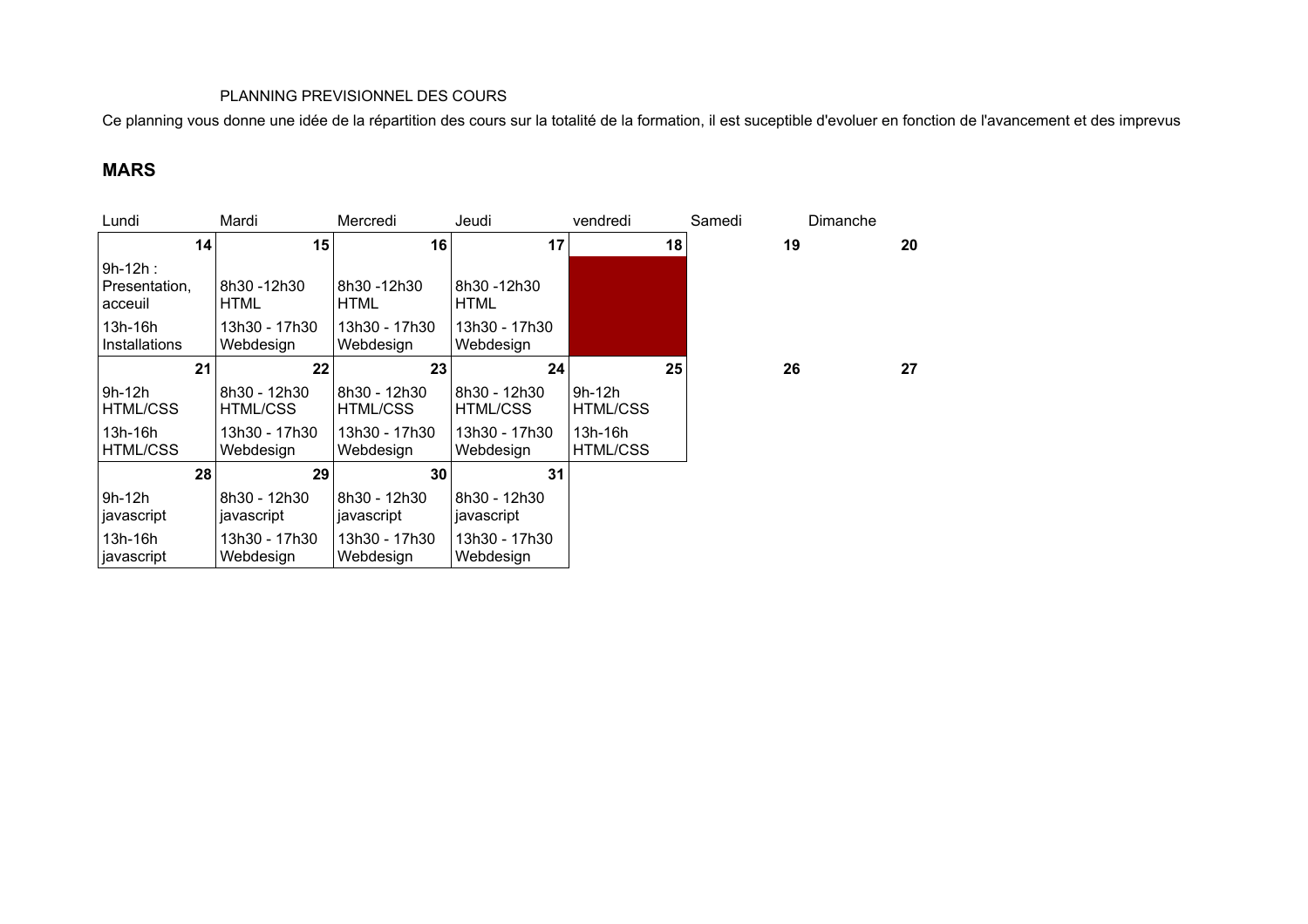PLANNING PREVISIONNEL DES COURS

Ce planning vous donne une idée de la répartition des cours sur la totalité de la formation, il est suceptible d'evoluer en fonction de l'avancement et des imprevus

## MARS

| Lundi | Mardi | Mercredi | Jeudi | vendredi | Samedi | Dimanche |
|---|---|---|---|---|---|---|
| **14** | **15** | **16** | **17** | **18** | **19** | **20** |
| 9h-12h : Presentation, acceuil | 8h30 -12h30 HTML | 8h30 -12h30 HTML | 8h30 -12h30 HTML | | | |
| 13h-16h Installations | 13h30 - 17h30 Webdesign | 13h30 - 17h30 Webdesign | 13h30 - 17h30 Webdesign | | | |
| **21** | **22** | **23** | **24** | **25** | **26** | **27** |
| 9h-12h HTML/CSS | 8h30 - 12h30 HTML/CSS | 8h30 - 12h30 HTML/CSS | 8h30 - 12h30 HTML/CSS | 9h-12h HTML/CSS | | |
| 13h-16h HTML/CSS | 13h30 - 17h30 Webdesign | 13h30 - 17h30 Webdesign | 13h30 - 17h30 Webdesign | 13h-16h HTML/CSS | | |
| **28** | **29** | **30** | **31** | | | |
| 9h-12h javascript | 8h30 - 12h30 javascript | 8h30 - 12h30 javascript | 8h30 - 12h30 javascript | | | |
| 13h-16h javascript | 13h30 - 17h30 Webdesign | 13h30 - 17h30 Webdesign | 13h30 - 17h30 Webdesign | | | |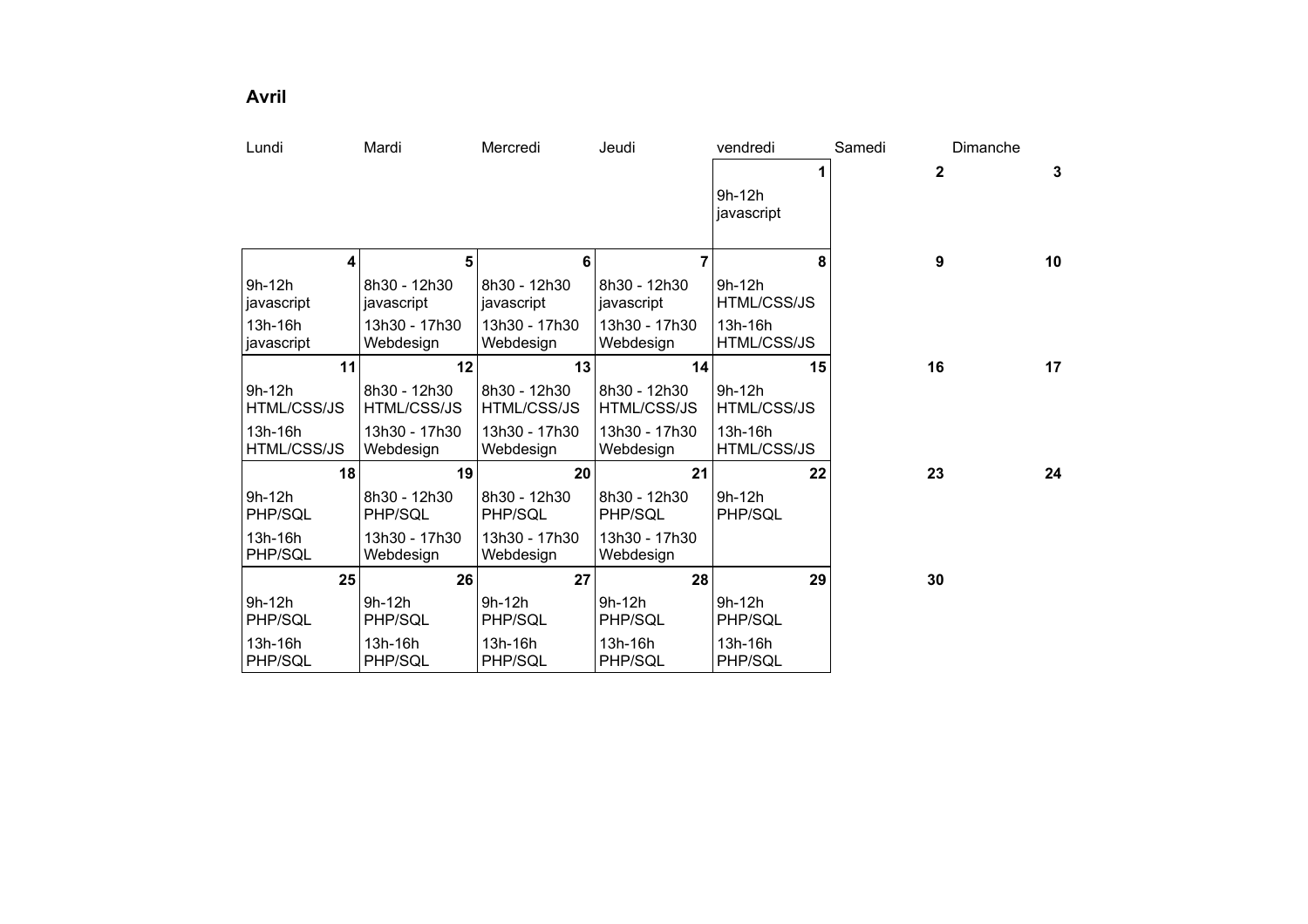**Avril**

| Lundi | Mardi | Mercredi | Jeudi | vendredi | Samedi | Dimanche |
|---|---|---|---|---|---|---|
| | | | | **1**<br>9h-12h<br>javascript | **2** | **3** |
| **4**<br>9h-12h<br>javascript<br>13h-16h<br>javascript | **5**<br>8h30 - 12h30<br>javascript<br>13h30 - 17h30<br>Webdesign | **6**<br>8h30 - 12h30<br>javascript<br>13h30 - 17h30<br>Webdesign | **7**<br>8h30 - 12h30<br>javascript<br>13h30 - 17h30<br>Webdesign | **8**<br>9h-12h<br>HTML/CSS/JS<br>13h-16h<br>HTML/CSS/JS | **9** | **10** |
| **11**<br>9h-12h<br>HTML/CSS/JS<br>13h-16h<br>HTML/CSS/JS | **12**<br>8h30 - 12h30<br>HTML/CSS/JS<br>13h30 - 17h30<br>Webdesign | **13**<br>8h30 - 12h30<br>HTML/CSS/JS<br>13h30 - 17h30<br>Webdesign | **14**<br>8h30 - 12h30<br>HTML/CSS/JS<br>13h30 - 17h30<br>Webdesign | **15**<br>9h-12h<br>HTML/CSS/JS<br>13h-16h<br>HTML/CSS/JS | **16** | **17** |
| **18**<br>9h-12h<br>PHP/SQL<br>13h-16h<br>PHP/SQL | **19**<br>8h30 - 12h30<br>PHP/SQL<br>13h30 - 17h30<br>Webdesign | **20**<br>8h30 - 12h30<br>PHP/SQL<br>13h30 - 17h30<br>Webdesign | **21**<br>8h30 - 12h30<br>PHP/SQL<br>13h30 - 17h30<br>Webdesign | **22**<br>9h-12h<br>PHP/SQL | **23** | **24** |
| **25**<br>9h-12h<br>PHP/SQL<br>13h-16h<br>PHP/SQL | **26**<br>9h-12h<br>PHP/SQL<br>13h-16h<br>PHP/SQL | **27**<br>9h-12h<br>PHP/SQL<br>13h-16h<br>PHP/SQL | **28**<br>9h-12h<br>PHP/SQL<br>13h-16h<br>PHP/SQL | **29**<br>9h-12h<br>PHP/SQL<br>13h-16h<br>PHP/SQL | **30** | |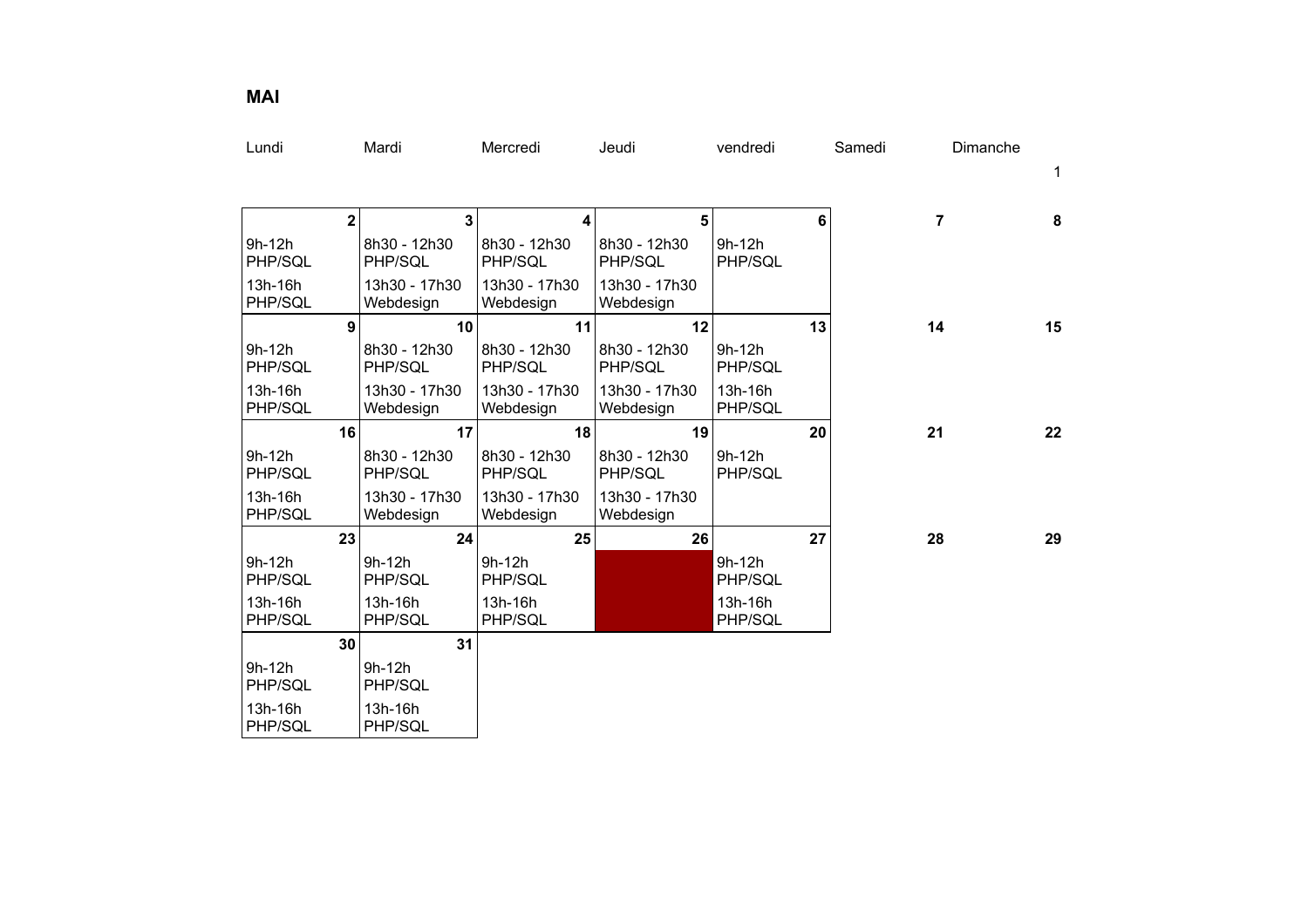**MAI**

| Lundi | Mardi | Mercredi | Jeudi | vendredi | Samedi | Dimanche |
|---|---|---|---|---|---|---|
| | | | | | | 1 |
| **2** | **3** | **4** | **5** | **6** | **7** | **8** |
| 9h-12h PHP/SQL | 8h30 - 12h30 PHP/SQL | 8h30 - 12h30 PHP/SQL | 8h30 - 12h30 PHP/SQL | 9h-12h PHP/SQL | | |
| 13h-16h PHP/SQL | 13h30 - 17h30 Webdesign | 13h30 - 17h30 Webdesign | 13h30 - 17h30 Webdesign | | | |
| **9** | **10** | **11** | **12** | **13** | **14** | **15** |
| 9h-12h PHP/SQL | 8h30 - 12h30 PHP/SQL | 8h30 - 12h30 PHP/SQL | 8h30 - 12h30 PHP/SQL | 9h-12h PHP/SQL | | |
| 13h-16h PHP/SQL | 13h30 - 17h30 Webdesign | 13h30 - 17h30 Webdesign | 13h30 - 17h30 Webdesign | 13h-16h PHP/SQL | | |
| **16** | **17** | **18** | **19** | **20** | **21** | **22** |
| 9h-12h PHP/SQL | 8h30 - 12h30 PHP/SQL | 8h30 - 12h30 PHP/SQL | 8h30 - 12h30 PHP/SQL | 9h-12h PHP/SQL | | |
| 13h-16h PHP/SQL | 13h30 - 17h30 Webdesign | 13h30 - 17h30 Webdesign | 13h30 - 17h30 Webdesign | | | |
| **23** | **24** | **25** | **26** | **27** | **28** | **29** |
| 9h-12h PHP/SQL | 9h-12h PHP/SQL | 9h-12h PHP/SQL | | 9h-12h PHP/SQL | | |
| 13h-16h PHP/SQL | 13h-16h PHP/SQL | 13h-16h PHP/SQL | | 13h-16h PHP/SQL | | |
| **30** | **31** | | | | | |
| 9h-12h PHP/SQL | 9h-12h PHP/SQL | | | | | |
| 13h-16h PHP/SQL | 13h-16h PHP/SQL | | | | | |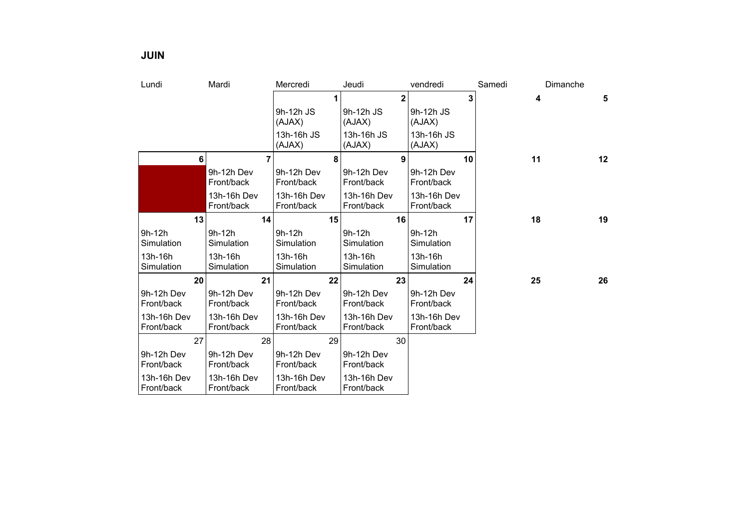**JUIN**

| Lundi | Mardi | Mercredi | Jeudi | vendredi | Samedi | Dimanche |
|---|---|---|---|---|---|---|
| | | **1**<br>9h-12h JS (AJAX)<br>13h-16h JS (AJAX) | **2**<br>9h-12h JS (AJAX)<br>13h-16h JS (AJAX) | **3**<br>9h-12h JS (AJAX)<br>13h-16h JS (AJAX) | **4** | **5** |
| **6** | **7**<br>9h-12h Dev Front/back<br>13h-16h Dev Front/back | **8**<br>9h-12h Dev Front/back<br>13h-16h Dev Front/back | **9**<br>9h-12h Dev Front/back<br>13h-16h Dev Front/back | **10**<br>9h-12h Dev Front/back<br>13h-16h Dev Front/back | **11** | **12** |
| **13**<br>9h-12h Simulation<br>13h-16h Simulation | **14**<br>9h-12h Simulation<br>13h-16h Simulation | **15**<br>9h-12h Simulation<br>13h-16h Simulation | **16**<br>9h-12h Simulation<br>13h-16h Simulation | **17**<br>9h-12h Simulation<br>13h-16h Simulation | **18** | **19** |
| **20**<br>9h-12h Dev Front/back<br>13h-16h Dev Front/back | **21**<br>9h-12h Dev Front/back<br>13h-16h Dev Front/back | **22**<br>9h-12h Dev Front/back<br>13h-16h Dev Front/back | **23**<br>9h-12h Dev Front/back<br>13h-16h Dev Front/back | **24**<br>9h-12h Dev Front/back<br>13h-16h Dev Front/back | **25** | **26** |
| 27<br>9h-12h Dev Front/back<br>13h-16h Dev Front/back | 28<br>9h-12h Dev Front/back<br>13h-16h Dev Front/back | 29<br>9h-12h Dev Front/back<br>13h-16h Dev Front/back | 30<br>9h-12h Dev Front/back<br>13h-16h Dev Front/back | | | |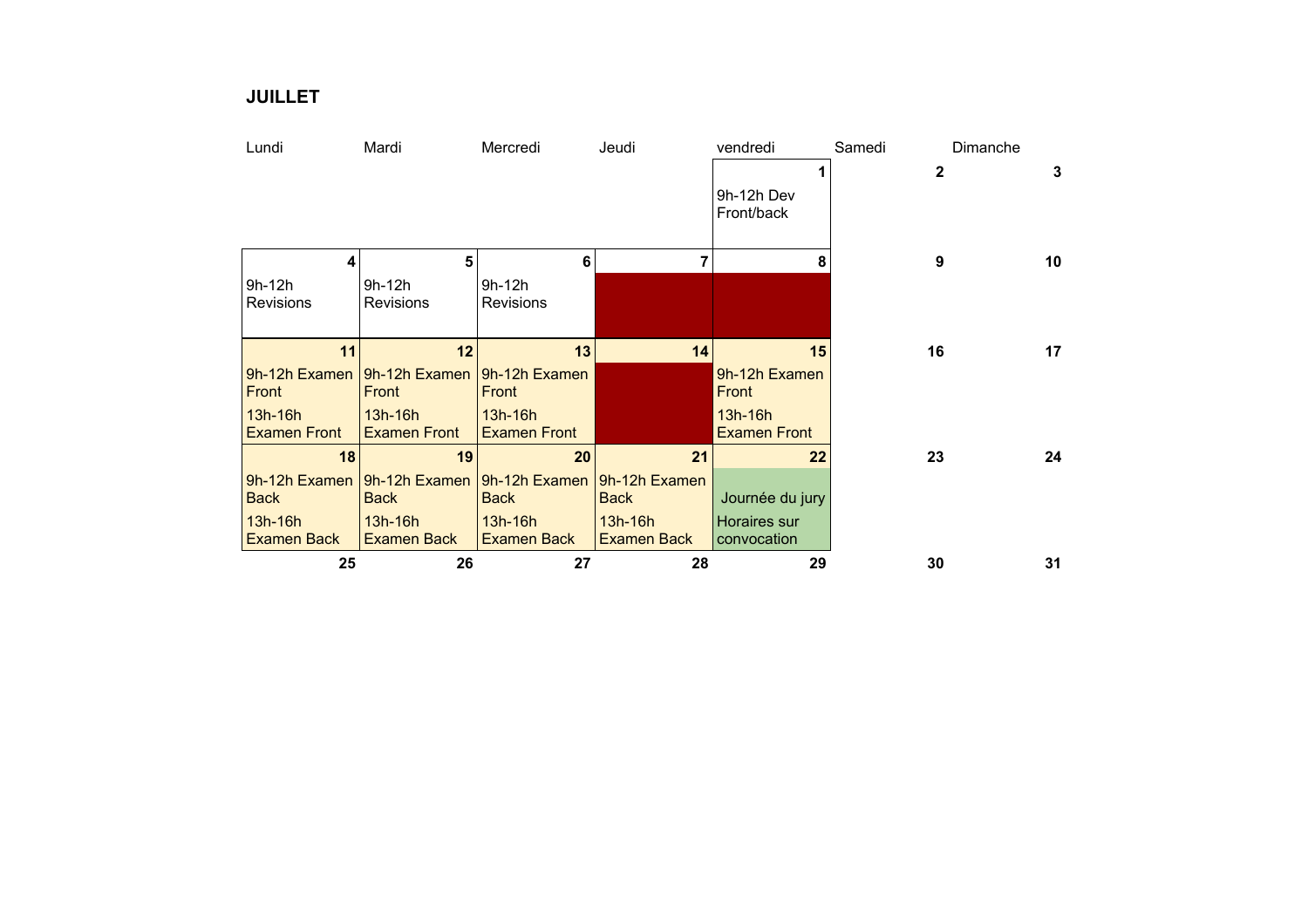## JUILLET

| Lundi | Mardi | Mercredi | Jeudi | vendredi | Samedi | Dimanche |
|---|---|---|---|---|---|---|
| | | | | **1** 9h-12h Dev Front/back | **2** | **3** |
| **4** 9h-12h Revisions | **5** 9h-12h Revisions | **6** 9h-12h Revisions | **7** | **8** | **9** | **10** |
| **11** 9h-12h Examen Front 13h-16h Examen Front | **12** 9h-12h Examen Front 13h-16h Examen Front | **13** 9h-12h Examen Front 13h-16h Examen Front | **14** | **15** 9h-12h Examen Front 13h-16h Examen Front | **16** | **17** |
| **18** 9h-12h Examen Back 13h-16h Examen Back | **19** 9h-12h Examen Back 13h-16h Examen Back | **20** 9h-12h Examen Back 13h-16h Examen Back | **21** 9h-12h Examen Back 13h-16h Examen Back | **22** Journée du jury Horaires sur convocation | **23** | **24** |
| **25** | **26** | **27** | **28** | **29** | **30** | **31** |